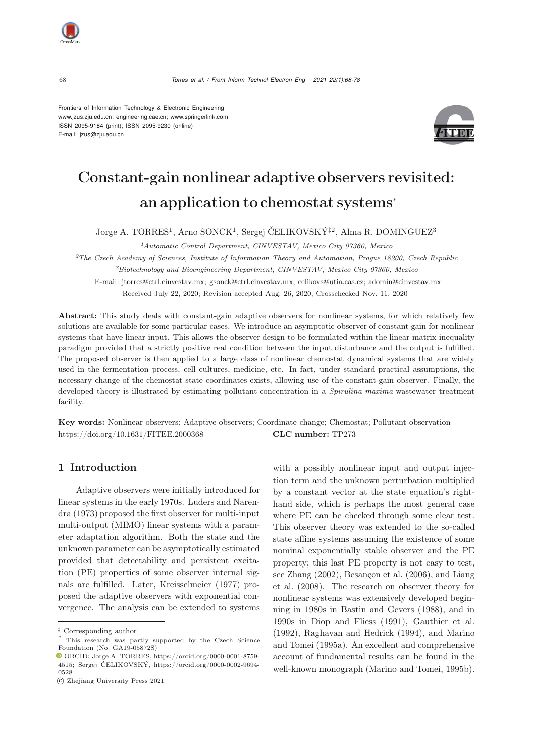Frontiers of Information Technology & Electronic Engineering
www.jzus.zju.edu.cn; engineering.cae.cn; www.springerlink.com
ISSN 2095-9184 (print); ISSN 2095-9230 (online)
E-mail: jzus@zju.edu.cn

# Constant-gain nonlinear adaptive observers revisited: an application to chemostat systems*

Jorge A. TORRES[1], Arno SONCK[1], Sergej ČELIKOVSKÝ[‡2], Alma R. DOMINGUEZ[3]

[1]*Automatic Control Department, CINVESTAV, Mexico City 07360, Mexico*

[2]*The Czech Academy of Sciences, Institute of Information Theory and Automation, Prague 18200, Czech Republic*

[3]*Biotechnology and Bioengineering Department, CINVESTAV, Mexico City 07360, Mexico*

E-mail: jtorres@ctrl.cinvestav.mx; gsonck@ctrl.cinvestav.mx; celikovs@utia.cas.cz; adomin@cinvestav.mx

Received July 22, 2020; Revision accepted Aug. 26, 2020; Crosschecked Nov. 11, 2020

**Abstract:** This study deals with constant-gain adaptive observers for nonlinear systems, for which relatively few solutions are available for some particular cases. We introduce an asymptotic observer of constant gain for nonlinear systems that have linear input. This allows the observer design to be formulated within the linear matrix inequality paradigm provided that a strictly positive real condition between the input disturbance and the output is fulfilled. The proposed observer is then applied to a large class of nonlinear chemostat dynamical systems that are widely used in the fermentation process, cell cultures, medicine, etc. In fact, under standard practical assumptions, the necessary change of the chemostat state coordinates exists, allowing use of the constant-gain observer. Finally, the developed theory is illustrated by estimating pollutant concentration in a *Spirulina maxima* wastewater treatment facility.

**Key words:** Nonlinear observers; Adaptive observers; Coordinate change; Chemostat; Pollutant observation
https://doi.org/10.1631/FITEE.2000368 **CLC number:** TP273

## 1 Introduction

Adaptive observers were initially introduced for linear systems in the early 1970s. Luders and Narendra (1973) proposed the first observer for multi-input multi-output (MIMO) linear systems with a parameter adaptation algorithm. Both the state and the unknown parameter can be asymptotically estimated provided that detectability and persistent excitation (PE) properties of some observer internal signals are fulfilled. Later, Kreisselmeier (1977) proposed the adaptive observers with exponential convergence. The analysis can be extended to systems with a possibly nonlinear input and output injection term and the unknown perturbation multiplied by a constant vector at the state equation's right-hand side, which is perhaps the most general case where PE can be checked through some clear test. This observer theory was extended to the so-called state affine systems assuming the existence of some nominal exponentially stable observer and the PE property; this last PE property is not easy to test, see Zhang (2002), Besançon et al. (2006), and Liang et al. (2008). The research on observer theory for nonlinear systems was extensively developed beginning in 1980s in Bastin and Gevers (1988), and in 1990s in Diop and Fliess (1991), Gauthier et al. (1992), Raghavan and Hedrick (1994), and Marino and Tomei (1995a). An excellent and comprehensive account of fundamental results can be found in the well-known monograph (Marino and Tomei, 1995b).

---

‡ Corresponding author

\* This research was partly supported by the Czech Science Foundation (No. GA19-05872S)

ORCID: Jorge A. TORRES, https://orcid.org/0000-0001-8759-4515; Sergej ČELIKOVSKÝ, https://orcid.org/0000-0002-9694-0528

© Zhejiang University Press 2021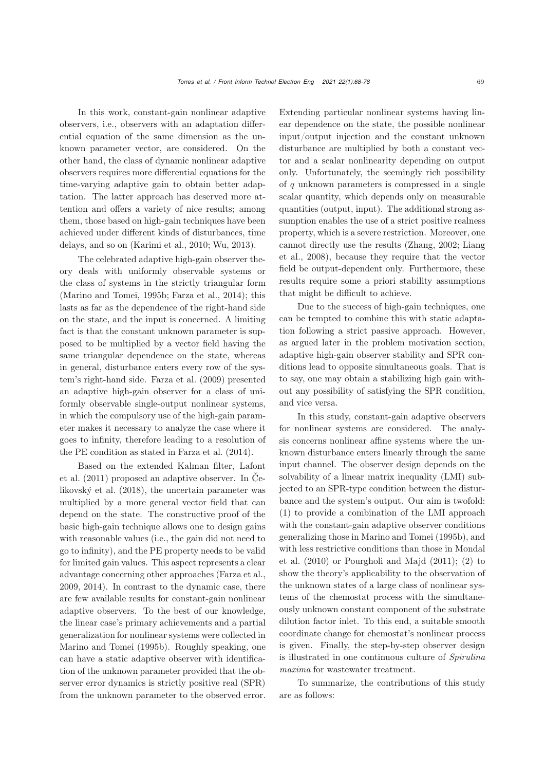In this work, constant-gain nonlinear adaptive observers, i.e., observers with an adaptation differential equation of the same dimension as the unknown parameter vector, are considered. On the other hand, the class of dynamic nonlinear adaptive observers requires more differential equations for the time-varying adaptive gain to obtain better adaptation. The latter approach has deserved more attention and offers a variety of nice results; among them, those based on high-gain techniques have been achieved under different kinds of disturbances, time delays, and so on (Karimi et al., 2010; Wu, 2013).

The celebrated adaptive high-gain observer theory deals with uniformly observable systems or the class of systems in the strictly triangular form (Marino and Tomei, 1995b; Farza et al., 2014); this lasts as far as the dependence of the right-hand side on the state, and the input is concerned. A limiting fact is that the constant unknown parameter is supposed to be multiplied by a vector field having the same triangular dependence on the state, whereas in general, disturbance enters every row of the system's right-hand side. Farza et al. (2009) presented an adaptive high-gain observer for a class of uniformly observable single-output nonlinear systems, in which the compulsory use of the high-gain parameter makes it necessary to analyze the case where it goes to infinity, therefore leading to a resolution of the PE condition as stated in Farza et al. (2014).

Based on the extended Kalman filter, Lafont et al. (2011) proposed an adaptive observer. In Čelikovský et al. (2018), the uncertain parameter was multiplied by a more general vector field that can depend on the state. The constructive proof of the basic high-gain technique allows one to design gains with reasonable values (i.e., the gain did not need to go to infinity), and the PE property needs to be valid for limited gain values. This aspect represents a clear advantage concerning other approaches (Farza et al., 2009, 2014). In contrast to the dynamic case, there are few available results for constant-gain nonlinear adaptive observers. To the best of our knowledge, the linear case's primary achievements and a partial generalization for nonlinear systems were collected in Marino and Tomei (1995b). Roughly speaking, one can have a static adaptive observer with identification of the unknown parameter provided that the observer error dynamics is strictly positive real (SPR) from the unknown parameter to the observed error. Extending particular nonlinear systems having linear dependence on the state, the possible nonlinear input/output injection and the constant unknown disturbance are multiplied by both a constant vector and a scalar nonlinearity depending on output only. Unfortunately, the seemingly rich possibility of $q$ unknown parameters is compressed in a single scalar quantity, which depends only on measurable quantities (output, input). The additional strong assumption enables the use of a strict positive realness property, which is a severe restriction. Moreover, one cannot directly use the results (Zhang, 2002; Liang et al., 2008), because they require that the vector field be output-dependent only. Furthermore, these results require some a priori stability assumptions that might be difficult to achieve.

Due to the success of high-gain techniques, one can be tempted to combine this with static adaptation following a strict passive approach. However, as argued later in the problem motivation section, adaptive high-gain observer stability and SPR conditions lead to opposite simultaneous goals. That is to say, one may obtain a stabilizing high gain without any possibility of satisfying the SPR condition, and vice versa.

In this study, constant-gain adaptive observers for nonlinear systems are considered. The analysis concerns nonlinear affine systems where the unknown disturbance enters linearly through the same input channel. The observer design depends on the solvability of a linear matrix inequality (LMI) subjected to an SPR-type condition between the disturbance and the system's output. Our aim is twofold: (1) to provide a combination of the LMI approach with the constant-gain adaptive observer conditions generalizing those in Marino and Tomei (1995b), and with less restrictive conditions than those in Mondal et al. (2010) or Pourgholi and Majd (2011); (2) to show the theory's applicability to the observation of the unknown states of a large class of nonlinear systems of the chemostat process with the simultaneously unknown constant component of the substrate dilution factor inlet. To this end, a suitable smooth coordinate change for chemostat's nonlinear process is given. Finally, the step-by-step observer design is illustrated in one continuous culture of *Spirulina maxima* for wastewater treatment.

To summarize, the contributions of this study are as follows: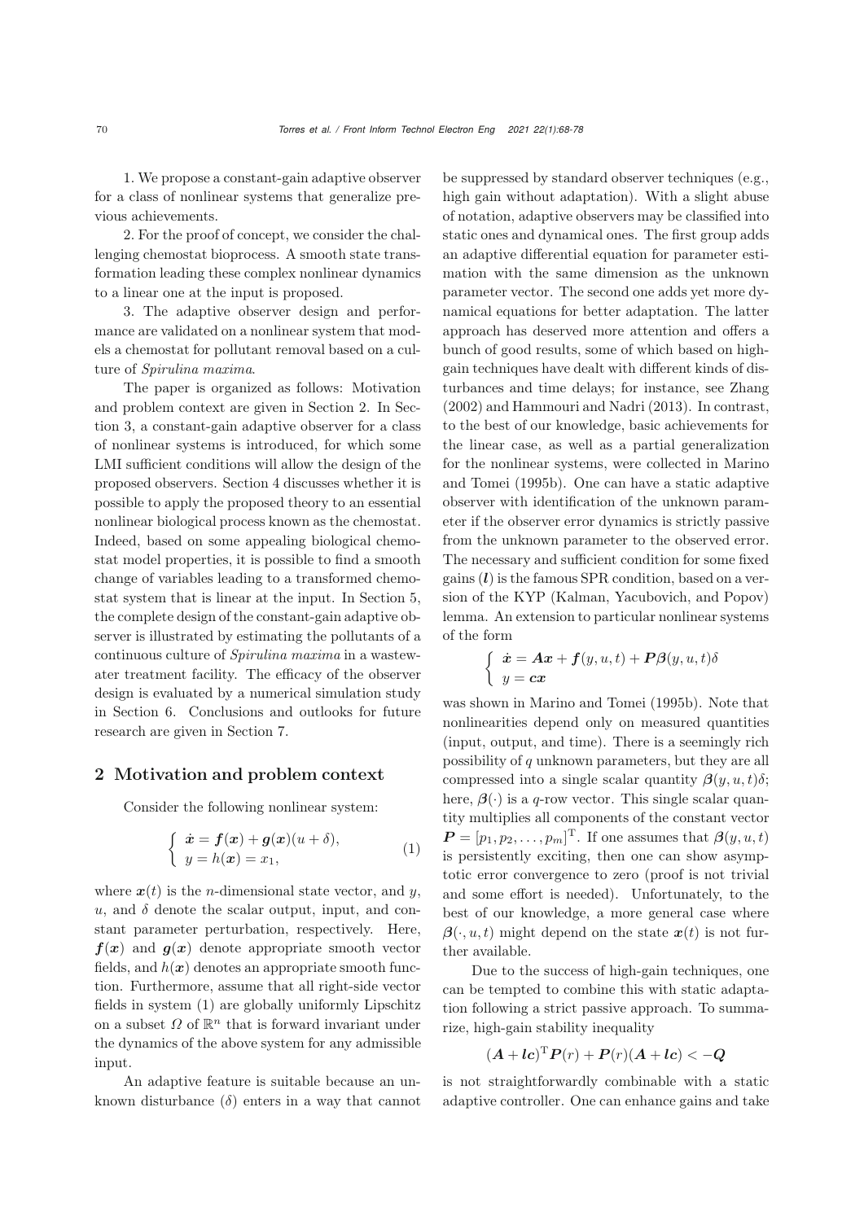1. We propose a constant-gain adaptive observer for a class of nonlinear systems that generalize previous achievements.

2. For the proof of concept, we consider the challenging chemostat bioprocess. A smooth state transformation leading these complex nonlinear dynamics to a linear one at the input is proposed.

3. The adaptive observer design and performance are validated on a nonlinear system that models a chemostat for pollutant removal based on a culture of *Spirulina maxima*.

The paper is organized as follows: Motivation and problem context are given in Section 2. In Section 3, a constant-gain adaptive observer for a class of nonlinear systems is introduced, for which some LMI sufficient conditions will allow the design of the proposed observers. Section 4 discusses whether it is possible to apply the proposed theory to an essential nonlinear biological process known as the chemostat. Indeed, based on some appealing biological chemostat model properties, it is possible to find a smooth change of variables leading to a transformed chemostat system that is linear at the input. In Section 5, the complete design of the constant-gain adaptive observer is illustrated by estimating the pollutants of a continuous culture of *Spirulina maxima* in a wastewater treatment facility. The efficacy of the observer design is evaluated by a numerical simulation study in Section 6. Conclusions and outlooks for future research are given in Section 7.

## 2 Motivation and problem context

Consider the following nonlinear system:

$$\begin{cases} \dot{\boldsymbol{x}} = \boldsymbol{f}(\boldsymbol{x}) + \boldsymbol{g}(\boldsymbol{x})(u+\delta), \\ y = h(\boldsymbol{x}) = x_1, \end{cases} \tag{1}$$

where $\boldsymbol{x}(t)$ is the $n$-dimensional state vector, and $y$, $u$, and $\delta$ denote the scalar output, input, and constant parameter perturbation, respectively. Here, $\boldsymbol{f}(\boldsymbol{x})$ and $\boldsymbol{g}(\boldsymbol{x})$ denote appropriate smooth vector fields, and $h(\boldsymbol{x})$ denotes an appropriate smooth function. Furthermore, assume that all right-side vector fields in system (1) are globally uniformly Lipschitz on a subset $\Omega$ of $\mathbb{R}^n$ that is forward invariant under the dynamics of the above system for any admissible input.

An adaptive feature is suitable because an unknown disturbance ($\delta$) enters in a way that cannot be suppressed by standard observer techniques (e.g., high gain without adaptation). With a slight abuse of notation, adaptive observers may be classified into static ones and dynamical ones. The first group adds an adaptive differential equation for parameter estimation with the same dimension as the unknown parameter vector. The second one adds yet more dynamical equations for better adaptation. The latter approach has deserved more attention and offers a bunch of good results, some of which based on high-gain techniques have dealt with different kinds of disturbances and time delays; for instance, see Zhang (2002) and Hammouri and Nadri (2013). In contrast, to the best of our knowledge, basic achievements for the linear case, as well as a partial generalization for the nonlinear systems, were collected in Marino and Tomei (1995b). One can have a static adaptive observer with identification of the unknown parameter if the observer error dynamics is strictly passive from the unknown parameter to the observed error. The necessary and sufficient condition for some fixed gains ($\boldsymbol{l}$) is the famous SPR condition, based on a version of the KYP (Kalman, Yacubovich, and Popov) lemma. An extension to particular nonlinear systems of the form

$$\begin{cases} \dot{\boldsymbol{x}} = \boldsymbol{A}\boldsymbol{x} + \boldsymbol{f}(y,u,t) + \boldsymbol{P}\boldsymbol{\beta}(y,u,t)\delta \\ y = \boldsymbol{c}\boldsymbol{x} \end{cases}$$

was shown in Marino and Tomei (1995b). Note that nonlinearities depend only on measured quantities (input, output, and time). There is a seemingly rich possibility of $q$ unknown parameters, but they are all compressed into a single scalar quantity $\boldsymbol{\beta}(y,u,t)\delta$; here, $\boldsymbol{\beta}(\cdot)$ is a $q$-row vector. This single scalar quantity multiplies all components of the constant vector $\boldsymbol{P} = [p_1, p_2, \ldots, p_m]^{\mathrm{T}}$. If one assumes that $\boldsymbol{\beta}(y,u,t)$ is persistently exciting, then one can show asymptotic error convergence to zero (proof is not trivial and some effort is needed). Unfortunately, to the best of our knowledge, a more general case where $\boldsymbol{\beta}(\cdot,u,t)$ might depend on the state $\boldsymbol{x}(t)$ is not further available.

Due to the success of high-gain techniques, one can be tempted to combine this with static adaptation following a strict passive approach. To summarize, high-gain stability inequality

$$(\boldsymbol{A}+\boldsymbol{l}\boldsymbol{c})^{\mathrm{T}}\boldsymbol{P}(r) + \boldsymbol{P}(r)(\boldsymbol{A}+\boldsymbol{l}\boldsymbol{c}) < -\boldsymbol{Q}$$

is not straightforwardly combinable with a static adaptive controller. One can enhance gains and take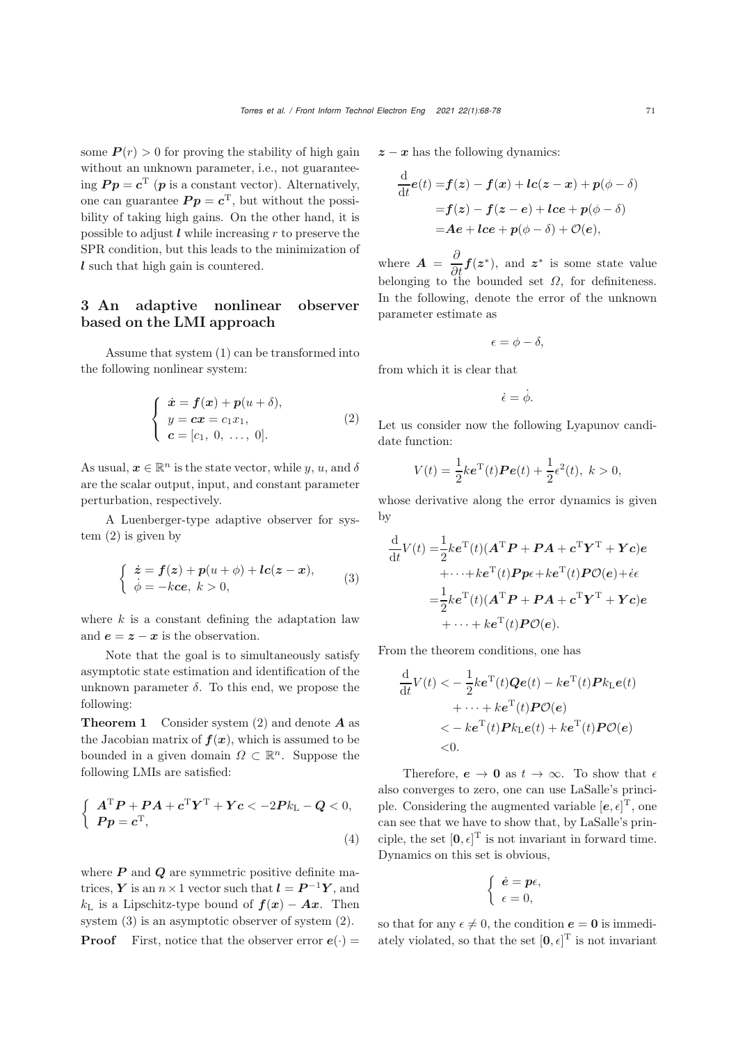some $\boldsymbol{P}(r) > 0$ for proving the stability of high gain without an unknown parameter, i.e., not guaranteeing $\boldsymbol{P}\boldsymbol{p} = \boldsymbol{c}^{\mathrm{T}}$ ($\boldsymbol{p}$ is a constant vector). Alternatively, one can guarantee $\boldsymbol{P}\boldsymbol{p} = \boldsymbol{c}^{\mathrm{T}}$, but without the possibility of taking high gains. On the other hand, it is possible to adjust $\boldsymbol{l}$ while increasing $r$ to preserve the SPR condition, but this leads to the minimization of $\boldsymbol{l}$ such that high gain is countered.

## 3 An adaptive nonlinear observer based on the LMI approach

Assume that system (1) can be transformed into the following nonlinear system:

$$
\begin{cases}
\dot{\boldsymbol{x}} = \boldsymbol{f}(\boldsymbol{x}) + \boldsymbol{p}(u+\delta), \\
y = \boldsymbol{c}\boldsymbol{x} = c_1 x_1, \\
\boldsymbol{c} = [c_1,\ 0,\ \ldots,\ 0].
\end{cases}
\tag{2}
$$

As usual, $\boldsymbol{x} \in \mathbb{R}^n$ is the state vector, while $y$, $u$, and $\delta$ are the scalar output, input, and constant parameter perturbation, respectively.

A Luenberger-type adaptive observer for system (2) is given by

$$
\begin{cases}
\dot{\boldsymbol{z}} = \boldsymbol{f}(\boldsymbol{z}) + \boldsymbol{p}(u+\phi) + \boldsymbol{l}\boldsymbol{c}(\boldsymbol{z}-\boldsymbol{x}), \\
\dot{\phi} = -k\boldsymbol{c}\boldsymbol{e},\ k > 0,
\end{cases}
\tag{3}
$$

where $k$ is a constant defining the adaptation law and $\boldsymbol{e} = \boldsymbol{z} - \boldsymbol{x}$ is the observation.

Note that the goal is to simultaneously satisfy asymptotic state estimation and identification of the unknown parameter $\delta$. To this end, we propose the following:

**Theorem 1** Consider system (2) and denote $\boldsymbol{A}$ as the Jacobian matrix of $\boldsymbol{f}(\boldsymbol{x})$, which is assumed to be bounded in a given domain $\Omega \subset \mathbb{R}^n$. Suppose the following LMIs are satisfied:

$$
\begin{cases}
\boldsymbol{A}^{\mathrm{T}}\boldsymbol{P} + \boldsymbol{P}\boldsymbol{A} + \boldsymbol{c}^{\mathrm{T}}\boldsymbol{Y}^{\mathrm{T}} + \boldsymbol{Y}\boldsymbol{c} < -2\boldsymbol{P}k_{\mathrm{L}} - \boldsymbol{Q} < 0, \\
\boldsymbol{P}\boldsymbol{p} = \boldsymbol{c}^{\mathrm{T}},
\end{cases}
\tag{4}
$$

where $\boldsymbol{P}$ and $\boldsymbol{Q}$ are symmetric positive definite matrices, $\boldsymbol{Y}$ is an $n \times 1$ vector such that $\boldsymbol{l} = \boldsymbol{P}^{-1}\boldsymbol{Y}$, and $k_{\mathrm{L}}$ is a Lipschitz-type bound of $\boldsymbol{f}(\boldsymbol{x}) - \boldsymbol{A}\boldsymbol{x}$. Then system (3) is an asymptotic observer of system (2).

**Proof** First, notice that the observer error $\boldsymbol{e}(\cdot) = \boldsymbol{z} - \boldsymbol{x}$ has the following dynamics:

$$
\begin{aligned}
\frac{\mathrm{d}}{\mathrm{d}t}\boldsymbol{e}(t) &= \boldsymbol{f}(\boldsymbol{z}) - \boldsymbol{f}(\boldsymbol{x}) + \boldsymbol{l}\boldsymbol{c}(\boldsymbol{z}-\boldsymbol{x}) + \boldsymbol{p}(\phi - \delta) \\
&= \boldsymbol{f}(\boldsymbol{z}) - \boldsymbol{f}(\boldsymbol{z}-\boldsymbol{e}) + \boldsymbol{l}\boldsymbol{c}\boldsymbol{e} + \boldsymbol{p}(\phi-\delta) \\
&= \boldsymbol{A}\boldsymbol{e} + \boldsymbol{l}\boldsymbol{c}\boldsymbol{e} + \boldsymbol{p}(\phi-\delta) + \mathcal{O}(\boldsymbol{e}),
\end{aligned}
$$

where $\boldsymbol{A} = \dfrac{\partial}{\partial t}\boldsymbol{f}(\boldsymbol{z}^*)$, and $\boldsymbol{z}^*$ is some state value belonging to the bounded set $\Omega$, for definiteness. In the following, denote the error of the unknown parameter estimate as

$$
\epsilon = \phi - \delta,
$$

from which it is clear that

$$
\dot{\epsilon} = \dot{\phi}.
$$

Let us consider now the following Lyapunov candidate function:

$$
V(t) = \frac{1}{2}k\boldsymbol{e}^{\mathrm{T}}(t)\boldsymbol{P}\boldsymbol{e}(t) + \frac{1}{2}\epsilon^2(t),\ k > 0,
$$

whose derivative along the error dynamics is given by

$$
\begin{aligned}
\frac{\mathrm{d}}{\mathrm{d}t}V(t) =& \frac{1}{2}k\boldsymbol{e}^{\mathrm{T}}(t)(\boldsymbol{A}^{\mathrm{T}}\boldsymbol{P} + \boldsymbol{P}\boldsymbol{A} + \boldsymbol{c}^{\mathrm{T}}\boldsymbol{Y}^{\mathrm{T}} + \boldsymbol{Y}\boldsymbol{c})\boldsymbol{e} \\
&+ \cdots + k\boldsymbol{e}^{\mathrm{T}}(t)\boldsymbol{P}\boldsymbol{p}\epsilon + k\boldsymbol{e}^{\mathrm{T}}(t)\boldsymbol{P}\mathcal{O}(\boldsymbol{e}) + \dot{\epsilon}\epsilon \\
=& \frac{1}{2}k\boldsymbol{e}^{\mathrm{T}}(t)(\boldsymbol{A}^{\mathrm{T}}\boldsymbol{P} + \boldsymbol{P}\boldsymbol{A} + \boldsymbol{c}^{\mathrm{T}}\boldsymbol{Y}^{\mathrm{T}} + \boldsymbol{Y}\boldsymbol{c})\boldsymbol{e} \\
&+ \cdots + k\boldsymbol{e}^{\mathrm{T}}(t)\boldsymbol{P}\mathcal{O}(\boldsymbol{e}).
\end{aligned}
$$

From the theorem conditions, one has

$$
\begin{aligned}
\frac{\mathrm{d}}{\mathrm{d}t}V(t) <& -\frac{1}{2}k\boldsymbol{e}^{\mathrm{T}}(t)\boldsymbol{Q}\boldsymbol{e}(t) - k\boldsymbol{e}^{\mathrm{T}}(t)\boldsymbol{P}k_{\mathrm{L}}\boldsymbol{e}(t) \\
&+ \cdots + k\boldsymbol{e}^{\mathrm{T}}(t)\boldsymbol{P}\mathcal{O}(\boldsymbol{e}) \\
<& -k\boldsymbol{e}^{\mathrm{T}}(t)\boldsymbol{P}k_{\mathrm{L}}\boldsymbol{e}(t) + k\boldsymbol{e}^{\mathrm{T}}(t)\boldsymbol{P}\mathcal{O}(\boldsymbol{e}) \\
<& 0.
\end{aligned}
$$

Therefore, $\boldsymbol{e} \to \boldsymbol{0}$ as $t \to \infty$. To show that $\epsilon$ also converges to zero, one can use LaSalle's principle. Considering the augmented variable $[\boldsymbol{e}, \epsilon]^{\mathrm{T}}$, one can see that we have to show that, by LaSalle's principle, the set $[\boldsymbol{0}, \epsilon]^{\mathrm{T}}$ is not invariant in forward time. Dynamics on this set is obvious,

$$
\begin{cases}
\dot{\boldsymbol{e}} = \boldsymbol{p}\epsilon, \\
\epsilon = 0,
\end{cases}
$$

so that for any $\epsilon \neq 0$, the condition $\boldsymbol{e} = \boldsymbol{0}$ is immediately violated, so that the set $[\boldsymbol{0}, \epsilon]^{\mathrm{T}}$ is not invariant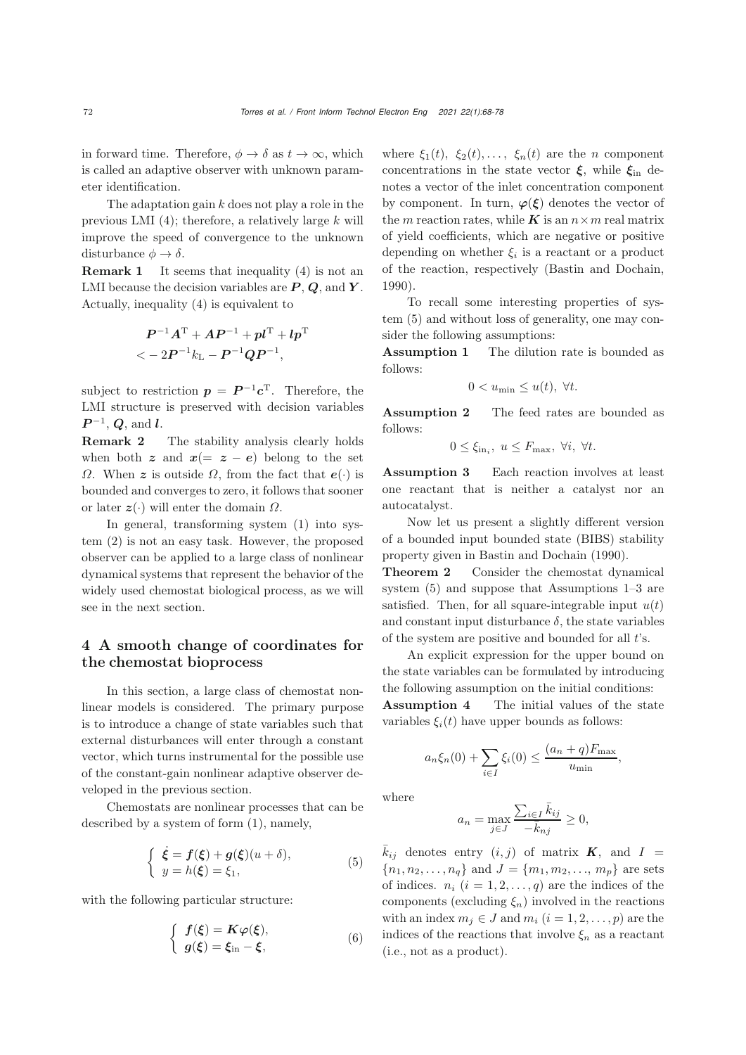in forward time. Therefore, $\phi \to \delta$ as $t \to \infty$, which is called an adaptive observer with unknown parameter identification.

The adaptation gain $k$ does not play a role in the previous LMI (4); therefore, a relatively large $k$ will improve the speed of convergence to the unknown disturbance $\phi \to \delta$.

**Remark 1** It seems that inequality (4) is not an LMI because the decision variables are $\boldsymbol{P}$, $\boldsymbol{Q}$, and $\boldsymbol{Y}$. Actually, inequality (4) is equivalent to

$$\begin{aligned} &\boldsymbol{P}^{-1}\boldsymbol{A}^{\mathrm{T}} + \boldsymbol{A}\boldsymbol{P}^{-1} + \boldsymbol{p}\boldsymbol{l}^{\mathrm{T}} + \boldsymbol{l}\boldsymbol{p}^{\mathrm{T}} \\ &< -2\boldsymbol{P}^{-1}k_{\mathrm{L}} - \boldsymbol{P}^{-1}\boldsymbol{Q}\boldsymbol{P}^{-1}, \end{aligned}$$

subject to restriction $\boldsymbol{p} = \boldsymbol{P}^{-1}\boldsymbol{c}^{\mathrm{T}}$. Therefore, the LMI structure is preserved with decision variables $\boldsymbol{P}^{-1}$, $\boldsymbol{Q}$, and $\boldsymbol{l}$.

**Remark 2** The stability analysis clearly holds when both $\boldsymbol{z}$ and $\boldsymbol{x}(= \boldsymbol{z} - \boldsymbol{e})$ belong to the set $\Omega$. When $\boldsymbol{z}$ is outside $\Omega$, from the fact that $\boldsymbol{e}(\cdot)$ is bounded and converges to zero, it follows that sooner or later $\boldsymbol{z}(\cdot)$ will enter the domain $\Omega$.

In general, transforming system (1) into system (2) is not an easy task. However, the proposed observer can be applied to a large class of nonlinear dynamical systems that represent the behavior of the widely used chemostat biological process, as we will see in the next section.

## 4 A smooth change of coordinates for the chemostat bioprocess

In this section, a large class of chemostat nonlinear models is considered. The primary purpose is to introduce a change of state variables such that external disturbances will enter through a constant vector, which turns instrumental for the possible use of the constant-gain nonlinear adaptive observer developed in the previous section.

Chemostats are nonlinear processes that can be described by a system of form (1), namely,

$$\begin{cases} \dot{\boldsymbol{\xi}} = \boldsymbol{f}(\boldsymbol{\xi}) + \boldsymbol{g}(\boldsymbol{\xi})(u+\delta), \\ y = h(\boldsymbol{\xi}) = \xi_1, \end{cases} \tag{5}$$

with the following particular structure:

$$\begin{cases} \boldsymbol{f}(\boldsymbol{\xi}) = \boldsymbol{K}\boldsymbol{\varphi}(\boldsymbol{\xi}), \\ \boldsymbol{g}(\boldsymbol{\xi}) = \boldsymbol{\xi}_{\mathrm{in}} - \boldsymbol{\xi}, \end{cases} \tag{6}$$

where $\xi_1(t),\ \xi_2(t), \ldots,\ \xi_n(t)$ are the $n$ component concentrations in the state vector $\boldsymbol{\xi}$, while $\boldsymbol{\xi}_{\mathrm{in}}$ denotes a vector of the inlet concentration component by component. In turn, $\boldsymbol{\varphi}(\boldsymbol{\xi})$ denotes the vector of the $m$ reaction rates, while $\boldsymbol{K}$ is an $n \times m$ real matrix of yield coefficients, which are negative or positive depending on whether $\xi_i$ is a reactant or a product of the reaction, respectively (Bastin and Dochain, 1990).

To recall some interesting properties of system (5) and without loss of generality, one may consider the following assumptions:

**Assumption 1** The dilution rate is bounded as follows:

$$0 < u_{\min} \leq u(t),\ \forall t.$$

**Assumption 2** The feed rates are bounded as follows:

$$0 \leq \xi_{\mathrm{in}_i},\ u \leq F_{\max},\ \forall i,\ \forall t.$$

**Assumption 3** Each reaction involves at least one reactant that is neither a catalyst nor an autocatalyst.

Now let us present a slightly different version of a bounded input bounded state (BIBS) stability property given in Bastin and Dochain (1990).

**Theorem 2** Consider the chemostat dynamical system (5) and suppose that Assumptions 1–3 are satisfied. Then, for all square-integrable input $u(t)$ and constant input disturbance $\delta$, the state variables of the system are positive and bounded for all $t$'s.

An explicit expression for the upper bound on the state variables can be formulated by introducing the following assumption on the initial conditions:

**Assumption 4** The initial values of the state variables $\xi_i(t)$ have upper bounds as follows:

$$a_n\xi_n(0) + \sum_{i\in I}\xi_i(0) \leq \frac{(a_n+q)F_{\max}}{u_{\min}},$$

where

$$a_n = \max_{j\in J}\frac{\sum_{i\in I}\bar{k}_{ij}}{-\bar{k}_{nj}} \geq 0,$$

$\bar{k}_{ij}$ denotes entry $(i, j)$ of matrix $\boldsymbol{K}$, and $I = \{n_1, n_2, \ldots, n_q\}$ and $J = \{m_1, m_2, \ldots, m_p\}$ are sets of indices. $n_i$ $(i = 1, 2, \ldots, q)$ are the indices of the components (excluding $\xi_n$) involved in the reactions with an index $m_j \in J$ and $m_i$ $(i = 1, 2, \ldots, p)$ are the indices of the reactions that involve $\xi_n$ as a reactant (i.e., not as a product).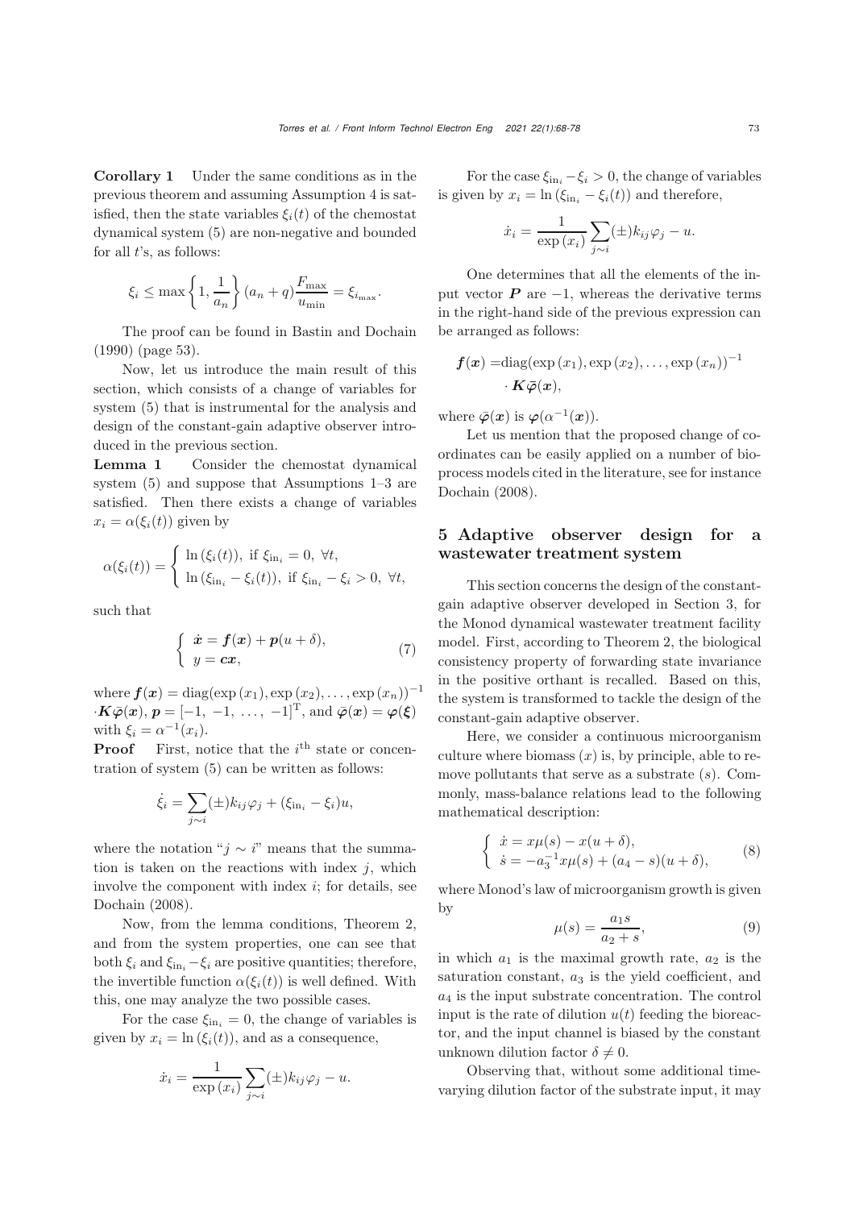**Corollary 1** Under the same conditions as in the previous theorem and assuming Assumption 4 is satisfied, then the state variables $\xi_i(t)$ of the chemostat dynamical system (5) are non-negative and bounded for all $t$'s, as follows:

$$\xi_i \leq \max\left\{1, \frac{1}{a_n}\right\}(a_n + q)\frac{F_{\max}}{u_{\min}} = \xi_{i_{\max}}.$$

The proof can be found in Bastin and Dochain (1990) (page 53).

Now, let us introduce the main result of this section, which consists of a change of variables for system (5) that is instrumental for the analysis and design of the constant-gain adaptive observer introduced in the previous section.

**Lemma 1** Consider the chemostat dynamical system (5) and suppose that Assumptions 1–3 are satisfied. Then there exists a change of variables $x_i = \alpha(\xi_i(t))$ given by

$$\alpha(\xi_i(t)) = \begin{cases} \ln(\xi_i(t)), \text{ if } \xi_{\text{in}_i} = 0, \ \forall t, \\ \ln(\xi_{\text{in}_i} - \xi_i(t)), \text{ if } \xi_{\text{in}_i} - \xi_i > 0, \ \forall t, \end{cases}$$

such that

$$\begin{cases} \dot{\boldsymbol{x}} = \boldsymbol{f}(\boldsymbol{x}) + \boldsymbol{p}(u + \delta), \\ y = \boldsymbol{c}\boldsymbol{x}, \end{cases} \tag{7}$$

where $\boldsymbol{f}(\boldsymbol{x}) = \text{diag}(\exp(x_1), \exp(x_2), \ldots, \exp(x_n))^{-1}$ $\cdot \boldsymbol{K}\bar{\boldsymbol{\varphi}}(\boldsymbol{x})$, $\boldsymbol{p} = [-1, -1, \ldots, -1]^{\text{T}}$, and $\bar{\boldsymbol{\varphi}}(\boldsymbol{x}) = \boldsymbol{\varphi}(\boldsymbol{\xi})$ with $\xi_i = \alpha^{-1}(x_i)$.

**Proof** First, notice that the $i^{\text{th}}$ state or concentration of system (5) can be written as follows:

$$\dot{\xi}_i = \sum_{j \sim i} (\pm) k_{ij}\varphi_j + (\xi_{\text{in}_i} - \xi_i)u,$$

where the notation "$j \sim i$" means that the summation is taken on the reactions with index $j$, which involve the component with index $i$; for details, see Dochain (2008).

Now, from the lemma conditions, Theorem 2, and from the system properties, one can see that both $\xi_i$ and $\xi_{\text{in}_i} - \xi_i$ are positive quantities; therefore, the invertible function $\alpha(\xi_i(t))$ is well defined. With this, one may analyze the two possible cases.

For the case $\xi_{\text{in}_i} = 0$, the change of variables is given by $x_i = \ln(\xi_i(t))$, and as a consequence,

$$\dot{x}_i = \frac{1}{\exp(x_i)} \sum_{j \sim i} (\pm) k_{ij}\varphi_j - u.$$

For the case $\xi_{\text{in}_i} - \xi_i > 0$, the change of variables is given by $x_i = \ln(\xi_{\text{in}_i} - \xi_i(t))$ and therefore,

$$\dot{x}_i = \frac{1}{\exp(x_i)} \sum_{j \sim i} (\pm) k_{ij}\varphi_j - u.$$

One determines that all the elements of the input vector $\boldsymbol{P}$ are $-1$, whereas the derivative terms in the right-hand side of the previous expression can be arranged as follows:

$$\begin{aligned} \boldsymbol{f}(\boldsymbol{x}) = & \text{diag}(\exp(x_1), \exp(x_2), \ldots, \exp(x_n))^{-1} \\ & \cdot \boldsymbol{K}\bar{\boldsymbol{\varphi}}(\boldsymbol{x}), \end{aligned}$$

where $\bar{\boldsymbol{\varphi}}(\boldsymbol{x})$ is $\boldsymbol{\varphi}(\alpha^{-1}(\boldsymbol{x}))$.

Let us mention that the proposed change of coordinates can be easily applied on a number of bioprocess models cited in the literature, see for instance Dochain (2008).

## 5 Adaptive observer design for a wastewater treatment system

This section concerns the design of the constant-gain adaptive observer developed in Section 3, for the Monod dynamical wastewater treatment facility model. First, according to Theorem 2, the biological consistency property of forwarding state invariance in the positive orthant is recalled. Based on this, the system is transformed to tackle the design of the constant-gain adaptive observer.

Here, we consider a continuous microorganism culture where biomass ($x$) is, by principle, able to remove pollutants that serve as a substrate ($s$). Commonly, mass-balance relations lead to the following mathematical description:

$$\begin{cases} \dot{x} = x\mu(s) - x(u + \delta), \\ \dot{s} = -a_3^{-1}x\mu(s) + (a_4 - s)(u + \delta), \end{cases} \tag{8}$$

where Monod's law of microorganism growth is given by

$$\mu(s) = \frac{a_1 s}{a_2 + s}, \tag{9}$$

in which $a_1$ is the maximal growth rate, $a_2$ is the saturation constant, $a_3$ is the yield coefficient, and $a_4$ is the input substrate concentration. The control input is the rate of dilution $u(t)$ feeding the bioreactor, and the input channel is biased by the constant unknown dilution factor $\delta \neq 0$.

Observing that, without some additional time-varying dilution factor of the substrate input, it may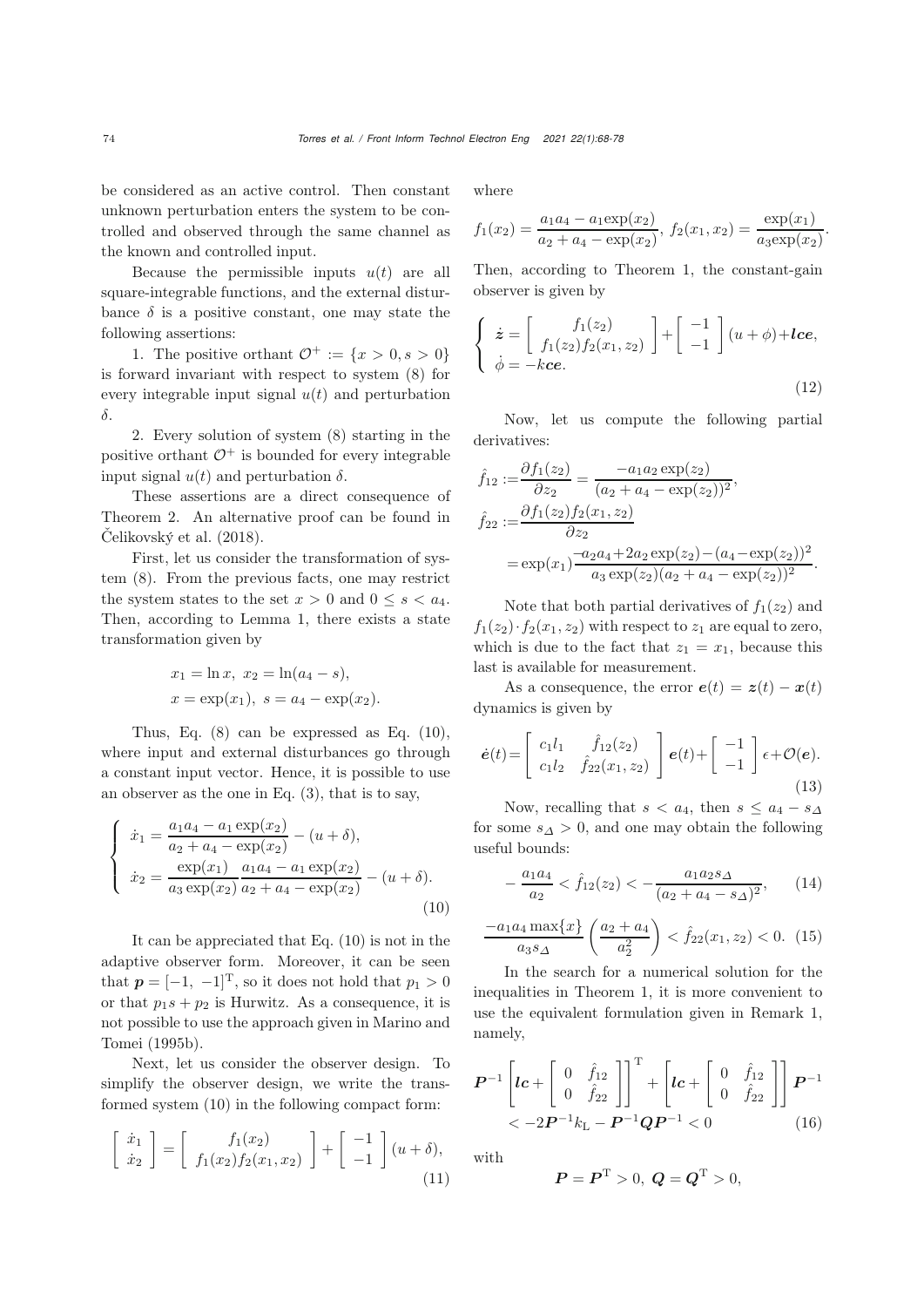be considered as an active control. Then constant unknown perturbation enters the system to be controlled and observed through the same channel as the known and controlled input.

Because the permissible inputs $u(t)$ are all square-integrable functions, and the external disturbance $\delta$ is a positive constant, one may state the following assertions:

1. The positive orthant $\mathcal{O}^+ := \{x > 0, s > 0\}$ is forward invariant with respect to system (8) for every integrable input signal $u(t)$ and perturbation $\delta$.

2. Every solution of system (8) starting in the positive orthant $\mathcal{O}^+$ is bounded for every integrable input signal $u(t)$ and perturbation $\delta$.

These assertions are a direct consequence of Theorem 2. An alternative proof can be found in Čelikovský et al. (2018).

First, let us consider the transformation of system (8). From the previous facts, one may restrict the system states to the set $x > 0$ and $0 \leq s < a_4$. Then, according to Lemma 1, there exists a state transformation given by

$$
\begin{aligned}
&x_1 = \ln x,\ x_2 = \ln(a_4 - s),\\
&x = \exp(x_1),\ s = a_4 - \exp(x_2).
\end{aligned}
$$

Thus, Eq. (8) can be expressed as Eq. (10), where input and external disturbances go through a constant input vector. Hence, it is possible to use an observer as the one in Eq. (3), that is to say,

$$
\left\{
\begin{aligned}
\dot{x}_1 &= \frac{a_1 a_4 - a_1 \exp(x_2)}{a_2 + a_4 - \exp(x_2)} - (u + \delta),\\
\dot{x}_2 &= \frac{\exp(x_1)}{a_3 \exp(x_2)} \frac{a_1 a_4 - a_1 \exp(x_2)}{a_2 + a_4 - \exp(x_2)} - (u + \delta).
\end{aligned}
\right.
\tag{10}
$$

It can be appreciated that Eq. (10) is not in the adaptive observer form. Moreover, it can be seen that $\boldsymbol{p} = [-1,\ -1]^{\mathrm{T}}$, so it does not hold that $p_1 > 0$ or that $p_1 s + p_2$ is Hurwitz. As a consequence, it is not possible to use the approach given in Marino and Tomei (1995b).

Next, let us consider the observer design. To simplify the observer design, we write the transformed system (10) in the following compact form:

$$
\begin{bmatrix} \dot{x}_1 \\ \dot{x}_2 \end{bmatrix} = \begin{bmatrix} f_1(x_2) \\ f_1(x_2) f_2(x_1, x_2) \end{bmatrix} + \begin{bmatrix} -1 \\ -1 \end{bmatrix} (u + \delta),
\tag{11}
$$

where

$$
f_1(x_2) = \frac{a_1 a_4 - a_1 \mathrm{exp}(x_2)}{a_2 + a_4 - \exp(x_2)},\ f_2(x_1, x_2) = \frac{\exp(x_1)}{a_3 \mathrm{exp}(x_2)}.
$$

Then, according to Theorem 1, the constant-gain observer is given by

$$
\left\{
\begin{aligned}
\dot{\boldsymbol{z}} &= \begin{bmatrix} f_1(z_2) \\ f_1(z_2) f_2(x_1, z_2) \end{bmatrix} + \begin{bmatrix} -1 \\ -1 \end{bmatrix} (u + \phi) + \boldsymbol{lce},\\
\dot{\phi} &= -k\boldsymbol{ce}.
\end{aligned}
\right.
\tag{12}
$$

Now, let us compute the following partial derivatives:

$$
\begin{aligned}
\hat{f}_{12} &:= \frac{\partial f_1(z_2)}{\partial z_2} = \frac{-a_1 a_2 \exp(z_2)}{(a_2 + a_4 - \exp(z_2))^2},\\
\hat{f}_{22} &:= \frac{\partial f_1(z_2) f_2(x_1, z_2)}{\partial z_2}\\
&= \exp(x_1) \frac{-a_2 a_4 + 2 a_2 \exp(z_2) - (a_4 - \exp(z_2))^2}{a_3 \exp(z_2)(a_2 + a_4 - \exp(z_2))^2}.
\end{aligned}
$$

Note that both partial derivatives of $f_1(z_2)$ and $f_1(z_2) \cdot f_2(x_1, z_2)$ with respect to $z_1$ are equal to zero, which is due to the fact that $z_1 = x_1$, because this last is available for measurement.

As a consequence, the error $\boldsymbol{e}(t) = \boldsymbol{z}(t) - \boldsymbol{x}(t)$ dynamics is given by

$$
\dot{\boldsymbol{e}}(t) = \begin{bmatrix} c_1 l_1 & \hat{f}_{12}(z_2) \\ c_1 l_2 & \hat{f}_{22}(x_1, z_2) \end{bmatrix} \boldsymbol{e}(t) + \begin{bmatrix} -1 \\ -1 \end{bmatrix} \epsilon + \mathcal{O}(\boldsymbol{e}).
\tag{13}
$$

Now, recalling that $s < a_4$, then $s \leq a_4 - s_\Delta$ for some $s_\Delta > 0$, and one may obtain the following useful bounds:

$$
-\frac{a_1 a_4}{a_2} < \hat{f}_{12}(z_2) < -\frac{a_1 a_2 s_\Delta}{(a_2 + a_4 - s_\Delta)^2},
\tag{14}
$$

$$
\frac{-a_1 a_4 \max\{x\}}{a_3 s_\Delta} \left( \frac{a_2 + a_4}{a_2^2} \right) < \hat{f}_{22}(x_1, z_2) < 0.
\tag{15}
$$

In the search for a numerical solution for the inequalities in Theorem 1, it is more convenient to use the equivalent formulation given in Remark 1, namely,

$$
\begin{aligned}
&\boldsymbol{P}^{-1} \left[ \boldsymbol{lc} + \begin{bmatrix} 0 & \hat{f}_{12} \\ 0 & \hat{f}_{22} \end{bmatrix} \right]^{\mathrm{T}} + \left[ \boldsymbol{lc} + \begin{bmatrix} 0 & \hat{f}_{12} \\ 0 & \hat{f}_{22} \end{bmatrix} \right] \boldsymbol{P}^{-1}\\
&\quad < -2 \boldsymbol{P}^{-1} k_{\mathrm{L}} - \boldsymbol{P}^{-1} \boldsymbol{Q} \boldsymbol{P}^{-1} < 0
\end{aligned}
\tag{16}
$$

with

$$
\boldsymbol{P} = \boldsymbol{P}^{\mathrm{T}} > 0,\ \boldsymbol{Q} = \boldsymbol{Q}^{\mathrm{T}} > 0,
$$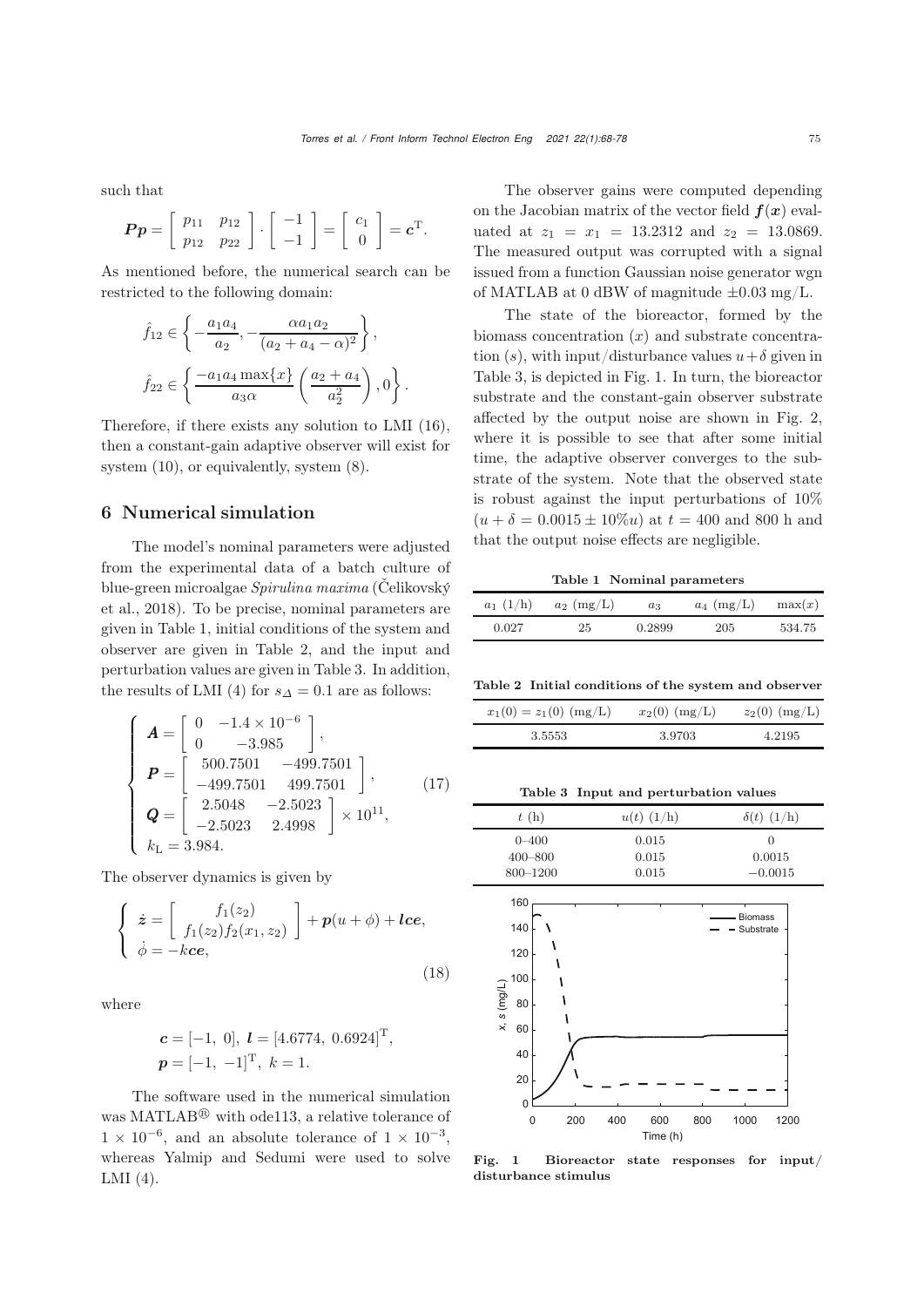such that

$$\boldsymbol{P}\boldsymbol{p} = \begin{bmatrix} p_{11} & p_{12} \\ p_{12} & p_{22} \end{bmatrix} \cdot \begin{bmatrix} -1 \\ -1 \end{bmatrix} = \begin{bmatrix} c_1 \\ 0 \end{bmatrix} = \boldsymbol{c}^{\mathrm{T}}.$$

As mentioned before, the numerical search can be restricted to the following domain:

$$\hat{f}_{12} \in \left\{ -\frac{a_1 a_4}{a_2}, -\frac{\alpha a_1 a_2}{(a_2 + a_4 - \alpha)^2} \right\},$$

$$\hat{f}_{22} \in \left\{ \frac{-a_1 a_4 \max\{x\}}{a_3 \alpha} \left( \frac{a_2 + a_4}{a_2^2} \right), 0 \right\}.$$

Therefore, if there exists any solution to LMI (16), then a constant-gain adaptive observer will exist for system (10), or equivalently, system (8).

## 6 Numerical simulation

The model's nominal parameters were adjusted from the experimental data of a batch culture of blue-green microalgae *Spirulina maxima* (Čelikovský et al., 2018). To be precise, nominal parameters are given in Table 1, initial conditions of the system and observer are given in Table 2, and the input and perturbation values are given in Table 3. In addition, the results of LMI (4) for $s_\Delta = 0.1$ are as follows:

$$\left\{ \begin{array}{l} \boldsymbol{A} = \begin{bmatrix} 0 & -1.4 \times 10^{-6} \\ 0 & -3.985 \end{bmatrix}, \\ \boldsymbol{P} = \begin{bmatrix} 500.7501 & -499.7501 \\ -499.7501 & 499.7501 \end{bmatrix}, \\ \boldsymbol{Q} = \begin{bmatrix} 2.5048 & -2.5023 \\ -2.5023 & 2.4998 \end{bmatrix} \times 10^{11}, \\ k_{\mathrm{L}} = 3.984. \end{array} \right. \tag{17}$$

The observer dynamics is given by

$$\left\{ \begin{array}{l} \dot{\boldsymbol{z}} = \begin{bmatrix} f_1(z_2) \\ f_1(z_2) f_2(x_1, z_2) \end{bmatrix} + \boldsymbol{p}(u + \phi) + \boldsymbol{lce}, \\ \dot{\phi} = -k\boldsymbol{ce}, \end{array} \right. \tag{18}$$

where

$$\boldsymbol{c} = [-1,\ 0],\ \boldsymbol{l} = [4.6774,\ 0.6924]^{\mathrm{T}},$$
$$\boldsymbol{p} = [-1,\ -1]^{\mathrm{T}},\ k = 1.$$

The software used in the numerical simulation was MATLAB® with ode113, a relative tolerance of $1 \times 10^{-6}$, and an absolute tolerance of $1 \times 10^{-3}$, whereas Yalmip and Sedumi were used to solve LMI (4).

The observer gains were computed depending on the Jacobian matrix of the vector field $\boldsymbol{f}(\boldsymbol{x})$ evaluated at $z_1 = x_1 = 13.2312$ and $z_2 = 13.0869$. The measured output was corrupted with a signal issued from a function Gaussian noise generator wgn of MATLAB at 0 dBW of magnitude $\pm 0.03$ mg/L.

The state of the bioreactor, formed by the biomass concentration ($x$) and substrate concentration ($s$), with input/disturbance values $u+\delta$ given in Table 3, is depicted in Fig. 1. In turn, the bioreactor substrate and the constant-gain observer substrate affected by the output noise are shown in Fig. 2, where it is possible to see that after some initial time, the adaptive observer converges to the substrate of the system. Note that the observed state is robust against the input perturbations of 10% ($u + \delta = 0.0015 \pm 10\%u$) at $t = 400$ and 800 h and that the output noise effects are negligible.

**Table 1 Nominal parameters**

| $a_1$ (1/h) | $a_2$ (mg/L) | $a_3$ | $a_4$ (mg/L) | $\max(x)$ |
|---|---|---|---|---|
| 0.027 | 25 | 0.2899 | 205 | 534.75 |

**Table 2 Initial conditions of the system and observer**

| $x_1(0) = z_1(0)$ (mg/L) | $x_2(0)$ (mg/L) | $z_2(0)$ (mg/L) |
|---|---|---|
| 3.5553 | 3.9703 | 4.2195 |

**Table 3 Input and perturbation values**

| $t$ (h) | $u(t)$ (1/h) | $\delta(t)$ (1/h) |
|---|---|---|
| 0–400 | 0.015 | 0 |
| 400–800 | 0.015 | 0.0015 |
| 800–1200 | 0.015 | −0.0015 |

**Fig. 1 Bioreactor state responses for input/disturbance stimulus**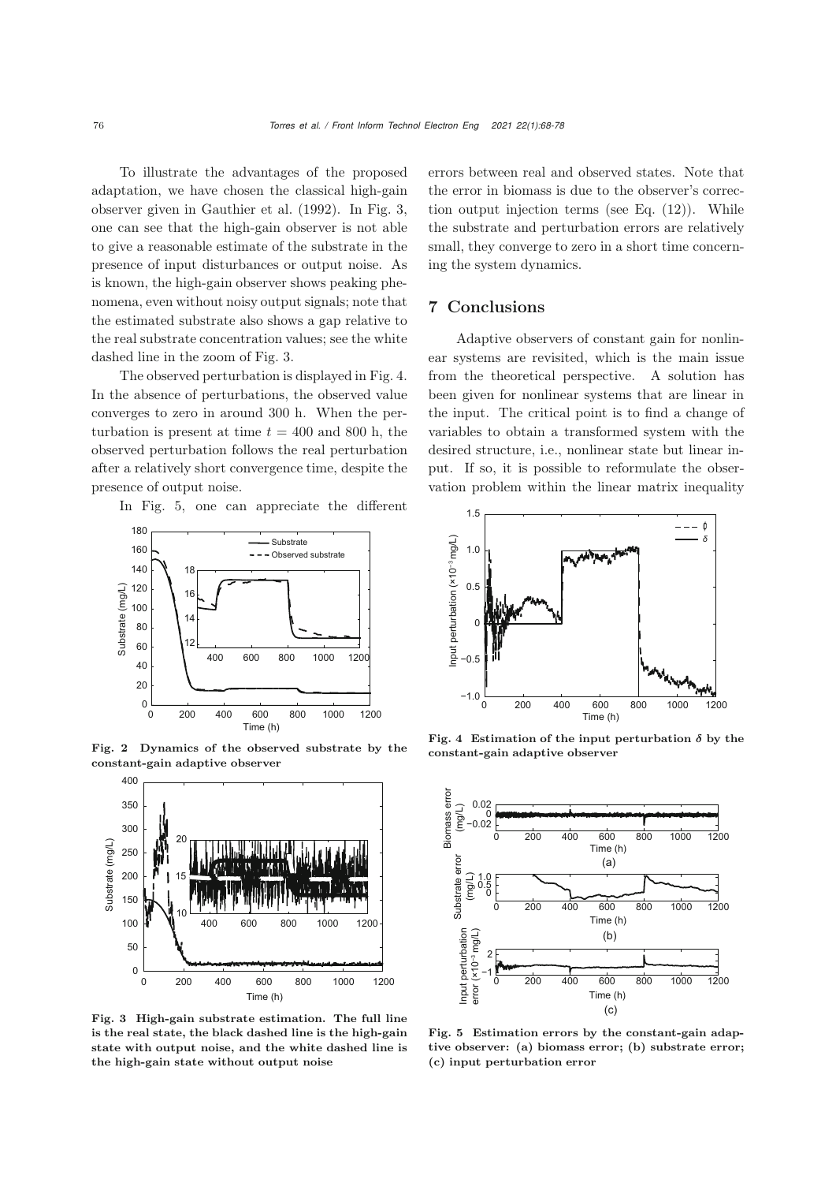To illustrate the advantages of the proposed adaptation, we have chosen the classical high-gain observer given in Gauthier et al. (1992). In Fig. 3, one can see that the high-gain observer is not able to give a reasonable estimate of the substrate in the presence of input disturbances or output noise. As is known, the high-gain observer shows peaking phenomena, even without noisy output signals; note that the estimated substrate also shows a gap relative to the real substrate concentration values; see the white dashed line in the zoom of Fig. 3.

The observed perturbation is displayed in Fig. 4. In the absence of perturbations, the observed value converges to zero in around 300 h. When the perturbation is present at time $t = 400$ and 800 h, the observed perturbation follows the real perturbation after a relatively short convergence time, despite the presence of output noise.

In Fig. 5, one can appreciate the different errors between real and observed states. Note that the error in biomass is due to the observer's correction output injection terms (see Eq. (12)). While the substrate and perturbation errors are relatively small, they converge to zero in a short time concerning the system dynamics.

**Fig. 2 Dynamics of the observed substrate by the constant-gain adaptive observer**

**Fig. 3 High-gain substrate estimation. The full line is the real state, the black dashed line is the high-gain state with output noise, and the white dashed line is the high-gain state without output noise**

## 7 Conclusions

Adaptive observers of constant gain for nonlinear systems are revisited, which is the main issue from the theoretical perspective. A solution has been given for nonlinear systems that are linear in the input. The critical point is to find a change of variables to obtain a transformed system with the desired structure, i.e., nonlinear state but linear input. If so, it is possible to reformulate the observation problem within the linear matrix inequality

**Fig. 4 Estimation of the input perturbation $\delta$ by the constant-gain adaptive observer**

**Fig. 5 Estimation errors by the constant-gain adaptive observer: (a) biomass error; (b) substrate error; (c) input perturbation error**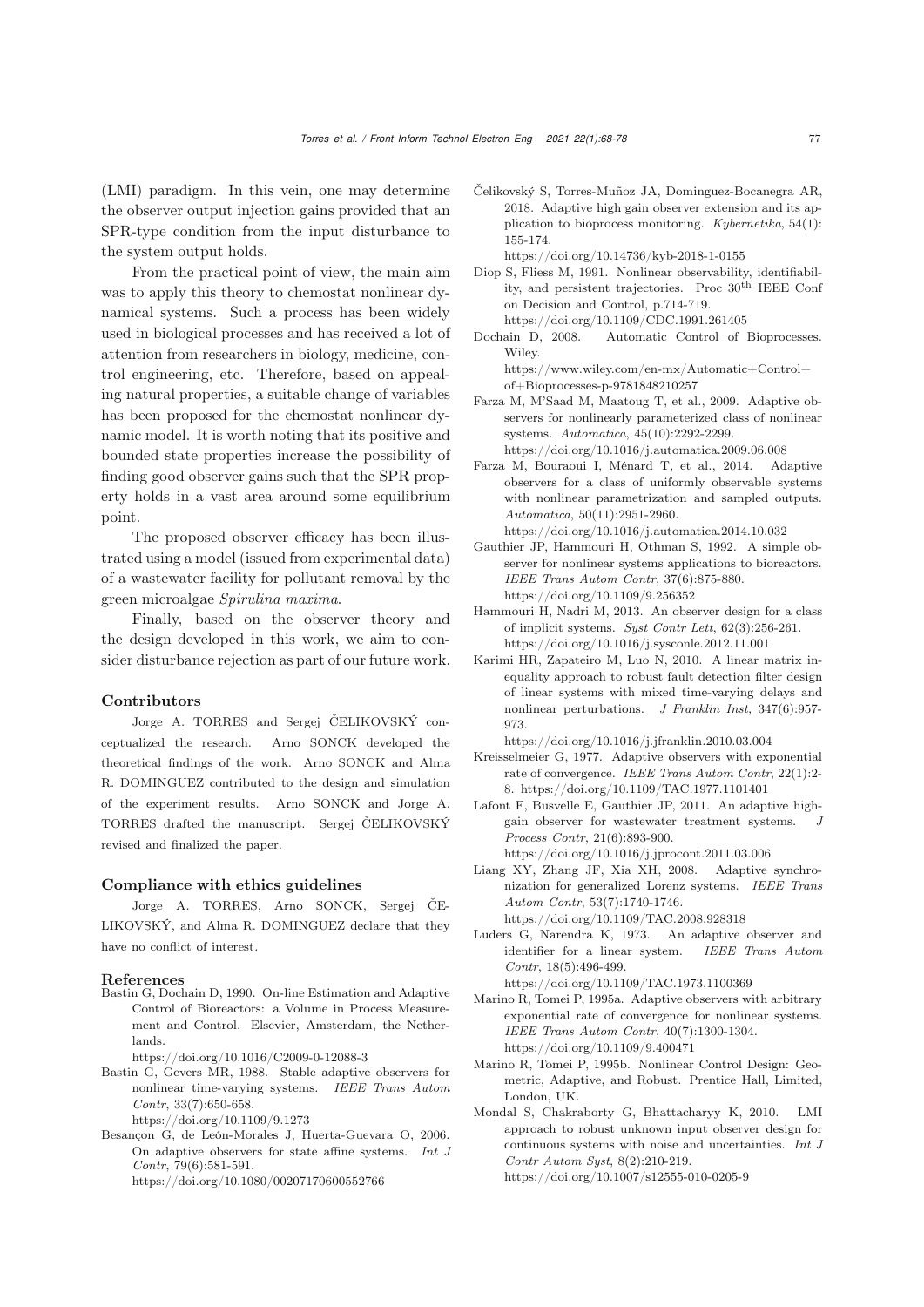(LMI) paradigm. In this vein, one may determine the observer output injection gains provided that an SPR-type condition from the input disturbance to the system output holds.

From the practical point of view, the main aim was to apply this theory to chemostat nonlinear dynamical systems. Such a process has been widely used in biological processes and has received a lot of attention from researchers in biology, medicine, control engineering, etc. Therefore, based on appealing natural properties, a suitable change of variables has been proposed for the chemostat nonlinear dynamic model. It is worth noting that its positive and bounded state properties increase the possibility of finding good observer gains such that the SPR property holds in a vast area around some equilibrium point.

The proposed observer efficacy has been illustrated using a model (issued from experimental data) of a wastewater facility for pollutant removal by the green microalgae *Spirulina maxima*.

Finally, based on the observer theory and the design developed in this work, we aim to consider disturbance rejection as part of our future work.

## Contributors

Jorge A. TORRES and Sergej ČELIKOVSKÝ conceptualized the research. Arno SONCK developed the theoretical findings of the work. Arno SONCK and Alma R. DOMINGUEZ contributed to the design and simulation of the experiment results. Arno SONCK and Jorge A. TORRES drafted the manuscript. Sergej ČELIKOVSKÝ revised and finalized the paper.

## Compliance with ethics guidelines

Jorge A. TORRES, Arno SONCK, Sergej ČELIKOVSKÝ, and Alma R. DOMINGUEZ declare that they have no conflict of interest.

## References

Bastin G, Dochain D, 1990. On-line Estimation and Adaptive Control of Bioreactors: a Volume in Process Measurement and Control. Elsevier, Amsterdam, the Netherlands. https://doi.org/10.1016/C2009-0-12088-3

Bastin G, Gevers MR, 1988. Stable adaptive observers for nonlinear time-varying systems. *IEEE Trans Autom Contr*, 33(7):650-658. https://doi.org/10.1109/9.1273

Besançon G, de León-Morales J, Huerta-Guevara O, 2006. On adaptive observers for state affine systems. *Int J Contr*, 79(6):581-591. https://doi.org/10.1080/00207170600552766

Čelikovský S, Torres-Muñoz JA, Dominguez-Bocanegra AR, 2018. Adaptive high gain observer extension and its application to bioprocess monitoring. *Kybernetika*, 54(1): 155-174. https://doi.org/10.14736/kyb-2018-1-0155

Diop S, Fliess M, 1991. Nonlinear observability, identifiability, and persistent trajectories. Proc 30th IEEE Conf on Decision and Control, p.714-719. https://doi.org/10.1109/CDC.1991.261405

Dochain D, 2008. Automatic Control of Bioprocesses. Wiley. https://www.wiley.com/en-mx/Automatic+Control+of+Bioprocesses-p-9781848210257

Farza M, M'Saad M, Maatoug T, et al., 2009. Adaptive observers for nonlinearly parameterized class of nonlinear systems. *Automatica*, 45(10):2292-2299. https://doi.org/10.1016/j.automatica.2009.06.008

Farza M, Bouraoui I, Ménard T, et al., 2014. Adaptive observers for a class of uniformly observable systems with nonlinear parametrization and sampled outputs. *Automatica*, 50(11):2951-2960. https://doi.org/10.1016/j.automatica.2014.10.032

Gauthier JP, Hammouri H, Othman S, 1992. A simple observer for nonlinear systems applications to bioreactors. *IEEE Trans Autom Contr*, 37(6):875-880. https://doi.org/10.1109/9.256352

Hammouri H, Nadri M, 2013. An observer design for a class of implicit systems. *Syst Contr Lett*, 62(3):256-261. https://doi.org/10.1016/j.sysconle.2012.11.001

Karimi HR, Zapateiro M, Luo N, 2010. A linear matrix inequality approach to robust fault detection filter design of linear systems with mixed time-varying delays and nonlinear perturbations. *J Franklin Inst*, 347(6):957-973. https://doi.org/10.1016/j.jfranklin.2010.03.004

Kreisselmeier G, 1977. Adaptive observers with exponential rate of convergence. *IEEE Trans Autom Contr*, 22(1):2-8. https://doi.org/10.1109/TAC.1977.1101401

Lafont F, Busvelle E, Gauthier JP, 2011. An adaptive high-gain observer for wastewater treatment systems. *J Process Contr*, 21(6):893-900. https://doi.org/10.1016/j.jprocont.2011.03.006

Liang XY, Zhang JF, Xia XH, 2008. Adaptive synchronization for generalized Lorenz systems. *IEEE Trans Autom Contr*, 53(7):1740-1746. https://doi.org/10.1109/TAC.2008.928318

Luders G, Narendra K, 1973. An adaptive observer and identifier for a linear system. *IEEE Trans Autom Contr*, 18(5):496-499. https://doi.org/10.1109/TAC.1973.1100369

Marino R, Tomei P, 1995a. Adaptive observers with arbitrary exponential rate of convergence for nonlinear systems. *IEEE Trans Autom Contr*, 40(7):1300-1304. https://doi.org/10.1109/9.400471

Marino R, Tomei P, 1995b. Nonlinear Control Design: Geometric, Adaptive, and Robust. Prentice Hall, Limited, London, UK.

Mondal S, Chakraborty G, Bhattacharyy K, 2010. LMI approach to robust unknown input observer design for continuous systems with noise and uncertainties. *Int J Contr Autom Syst*, 8(2):210-219. https://doi.org/10.1007/s12555-010-0205-9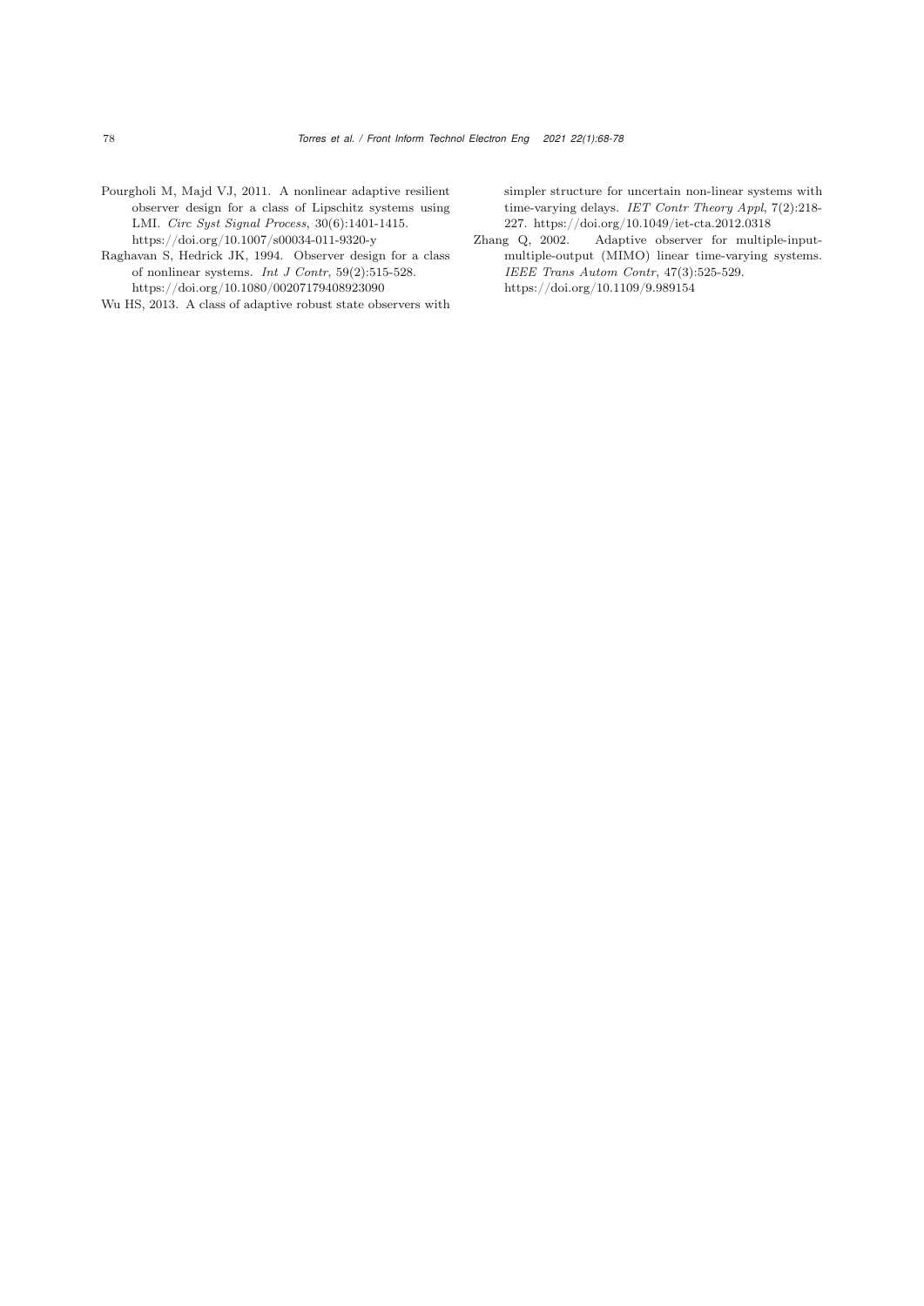Pourgholi M, Majd VJ, 2011. A nonlinear adaptive resilient observer design for a class of Lipschitz systems using LMI. *Circ Syst Signal Process*, 30(6):1401-1415. https://doi.org/10.1007/s00034-011-9320-y

Raghavan S, Hedrick JK, 1994. Observer design for a class of nonlinear systems. *Int J Contr*, 59(2):515-528. https://doi.org/10.1080/00207179408923090

Wu HS, 2013. A class of adaptive robust state observers with simpler structure for uncertain non-linear systems with time-varying delays. *IET Contr Theory Appl*, 7(2):218-227. https://doi.org/10.1049/iet-cta.2012.0318

Zhang Q, 2002. Adaptive observer for multiple-input-multiple-output (MIMO) linear time-varying systems. *IEEE Trans Autom Contr*, 47(3):525-529. https://doi.org/10.1109/9.989154